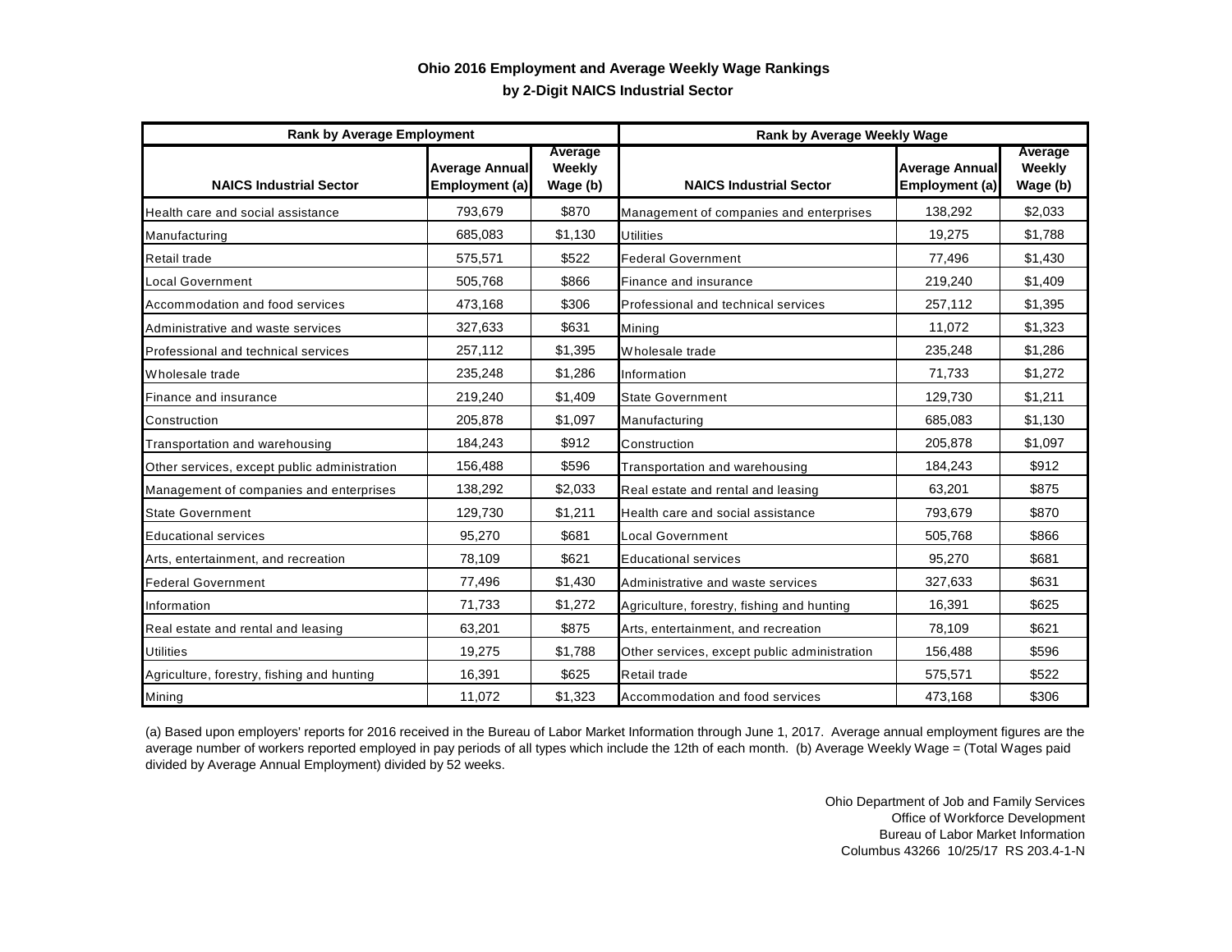# Ohio 2016 Employment and Average Weekly Wage Rankings

## by 2-Digit NAICS Industrial Sector

| Rank by Average Employment | | | Rank by Average Weekly Wage | | |
|---|---|---|---|---|---|
| **NAICS Industrial Sector** | **Average Annual Employment (a)** | **Average Weekly Wage (b)** | **NAICS Industrial Sector** | **Average Annual Employment (a)** | **Average Weekly Wage (b)** |
| Health care and social assistance | 793,679 | $870 | Management of companies and enterprises | 138,292 | $2,033 |
| Manufacturing | 685,083 | $1,130 | Utilities | 19,275 | $1,788 |
| Retail trade | 575,571 | $522 | Federal Government | 77,496 | $1,430 |
| Local Government | 505,768 | $866 | Finance and insurance | 219,240 | $1,409 |
| Accommodation and food services | 473,168 | $306 | Professional and technical services | 257,112 | $1,395 |
| Administrative and waste services | 327,633 | $631 | Mining | 11,072 | $1,323 |
| Professional and technical services | 257,112 | $1,395 | Wholesale trade | 235,248 | $1,286 |
| Wholesale trade | 235,248 | $1,286 | Information | 71,733 | $1,272 |
| Finance and insurance | 219,240 | $1,409 | State Government | 129,730 | $1,211 |
| Construction | 205,878 | $1,097 | Manufacturing | 685,083 | $1,130 |
| Transportation and warehousing | 184,243 | $912 | Construction | 205,878 | $1,097 |
| Other services, except public administration | 156,488 | $596 | Transportation and warehousing | 184,243 | $912 |
| Management of companies and enterprises | 138,292 | $2,033 | Real estate and rental and leasing | 63,201 | $875 |
| State Government | 129,730 | $1,211 | Health care and social assistance | 793,679 | $870 |
| Educational services | 95,270 | $681 | Local Government | 505,768 | $866 |
| Arts, entertainment, and recreation | 78,109 | $621 | Educational services | 95,270 | $681 |
| Federal Government | 77,496 | $1,430 | Administrative and waste services | 327,633 | $631 |
| Information | 71,733 | $1,272 | Agriculture, forestry, fishing and hunting | 16,391 | $625 |
| Real estate and rental and leasing | 63,201 | $875 | Arts, entertainment, and recreation | 78,109 | $621 |
| Utilities | 19,275 | $1,788 | Other services, except public administration | 156,488 | $596 |
| Agriculture, forestry, fishing and hunting | 16,391 | $625 | Retail trade | 575,571 | $522 |
| Mining | 11,072 | $1,323 | Accommodation and food services | 473,168 | $306 |

(a) Based upon employers' reports for 2016 received in the Bureau of Labor Market Information through June 1, 2017. Average annual employment figures are the average number of workers reported employed in pay periods of all types which include the 12th of each month. (b) Average Weekly Wage = (Total Wages paid divided by Average Annual Employment) divided by 52 weeks.

Ohio Department of Job and Family Services
Office of Workforce Development
Bureau of Labor Market Information
Columbus 43266 10/25/17 RS 203.4-1-N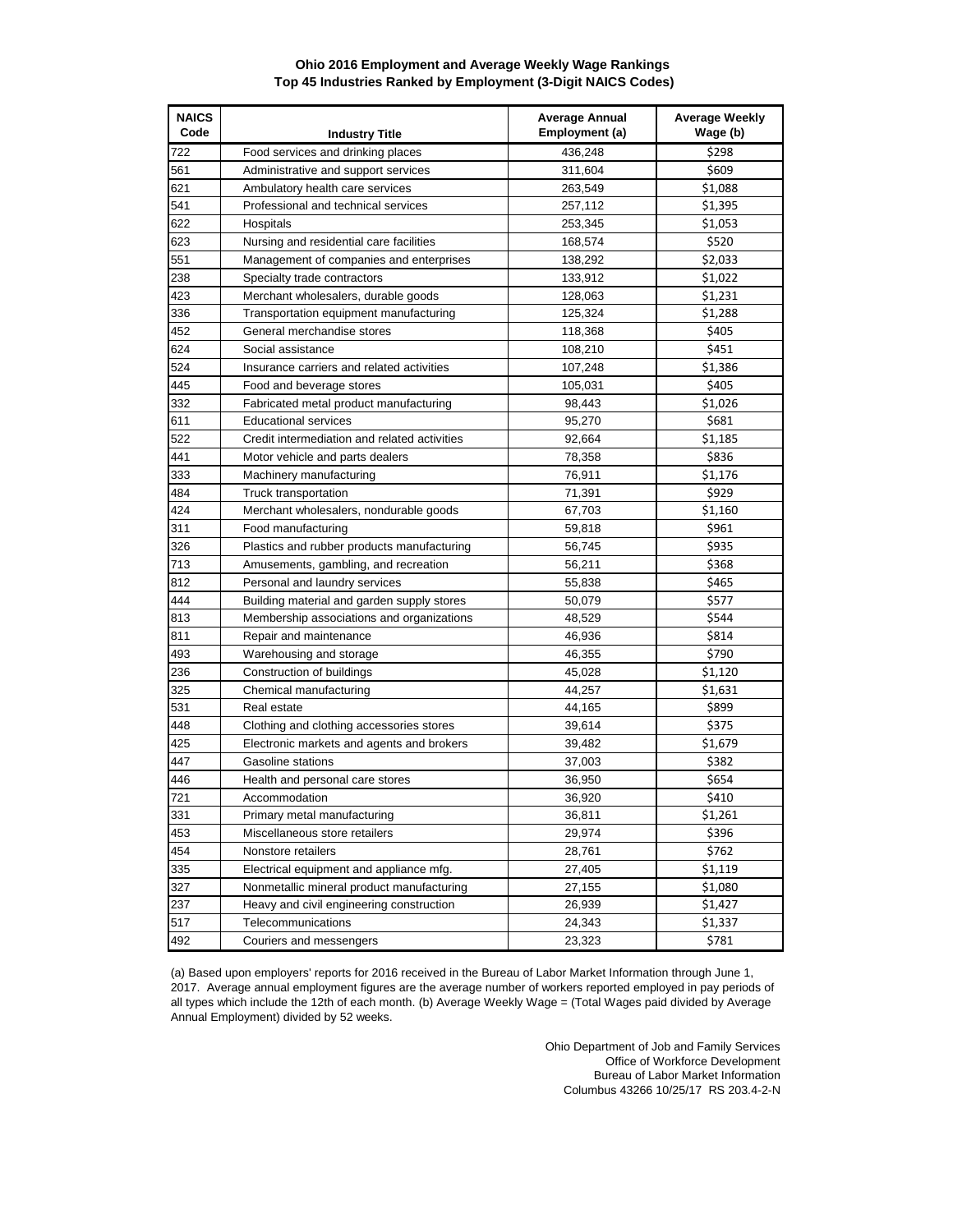**Ohio 2016 Employment and Average Weekly Wage Rankings**
**Top 45 Industries Ranked by Employment (3-Digit NAICS Codes)**

| NAICS Code | Industry Title | Average Annual Employment (a) | Average Weekly Wage (b) |
|---|---|---|---|
| 722 | Food services and drinking places | 436,248 | $298 |
| 561 | Administrative and support services | 311,604 | $609 |
| 621 | Ambulatory health care services | 263,549 | $1,088 |
| 541 | Professional and technical services | 257,112 | $1,395 |
| 622 | Hospitals | 253,345 | $1,053 |
| 623 | Nursing and residential care facilities | 168,574 | $520 |
| 551 | Management of companies and enterprises | 138,292 | $2,033 |
| 238 | Specialty trade contractors | 133,912 | $1,022 |
| 423 | Merchant wholesalers, durable goods | 128,063 | $1,231 |
| 336 | Transportation equipment manufacturing | 125,324 | $1,288 |
| 452 | General merchandise stores | 118,368 | $405 |
| 624 | Social assistance | 108,210 | $451 |
| 524 | Insurance carriers and related activities | 107,248 | $1,386 |
| 445 | Food and beverage stores | 105,031 | $405 |
| 332 | Fabricated metal product manufacturing | 98,443 | $1,026 |
| 611 | Educational services | 95,270 | $681 |
| 522 | Credit intermediation and related activities | 92,664 | $1,185 |
| 441 | Motor vehicle and parts dealers | 78,358 | $836 |
| 333 | Machinery manufacturing | 76,911 | $1,176 |
| 484 | Truck transportation | 71,391 | $929 |
| 424 | Merchant wholesalers, nondurable goods | 67,703 | $1,160 |
| 311 | Food manufacturing | 59,818 | $961 |
| 326 | Plastics and rubber products manufacturing | 56,745 | $935 |
| 713 | Amusements, gambling, and recreation | 56,211 | $368 |
| 812 | Personal and laundry services | 55,838 | $465 |
| 444 | Building material and garden supply stores | 50,079 | $577 |
| 813 | Membership associations and organizations | 48,529 | $544 |
| 811 | Repair and maintenance | 46,936 | $814 |
| 493 | Warehousing and storage | 46,355 | $790 |
| 236 | Construction of buildings | 45,028 | $1,120 |
| 325 | Chemical manufacturing | 44,257 | $1,631 |
| 531 | Real estate | 44,165 | $899 |
| 448 | Clothing and clothing accessories stores | 39,614 | $375 |
| 425 | Electronic markets and agents and brokers | 39,482 | $1,679 |
| 447 | Gasoline stations | 37,003 | $382 |
| 446 | Health and personal care stores | 36,950 | $654 |
| 721 | Accommodation | 36,920 | $410 |
| 331 | Primary metal manufacturing | 36,811 | $1,261 |
| 453 | Miscellaneous store retailers | 29,974 | $396 |
| 454 | Nonstore retailers | 28,761 | $762 |
| 335 | Electrical equipment and appliance mfg. | 27,405 | $1,119 |
| 327 | Nonmetallic mineral product manufacturing | 27,155 | $1,080 |
| 237 | Heavy and civil engineering construction | 26,939 | $1,427 |
| 517 | Telecommunications | 24,343 | $1,337 |
| 492 | Couriers and messengers | 23,323 | $781 |

(a) Based upon employers' reports for 2016 received in the Bureau of Labor Market Information through June 1, 2017. Average annual employment figures are the average number of workers reported employed in pay periods of all types which include the 12th of each month. (b) Average Weekly Wage = (Total Wages paid divided by Average Annual Employment) divided by 52 weeks.

Ohio Department of Job and Family Services
Office of Workforce Development
Bureau of Labor Market Information
Columbus 43266 10/25/17 RS 203.4-2-N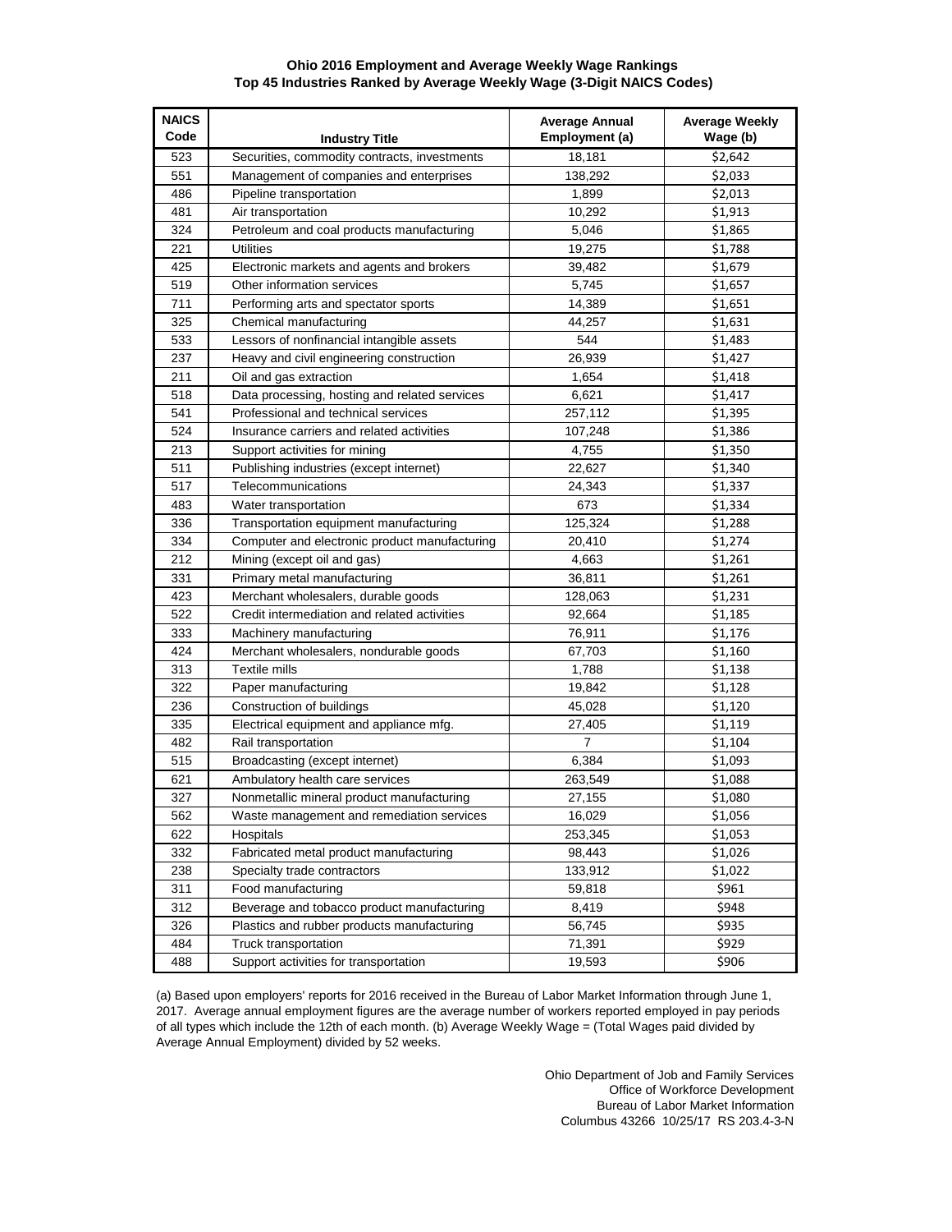**Ohio 2016 Employment and Average Weekly Wage Rankings**
**Top 45 Industries Ranked by Average Weekly Wage (3-Digit NAICS Codes)**

| NAICS Code | Industry Title | Average Annual Employment (a) | Average Weekly Wage (b) |
|---|---|---|---|
| 523 | Securities, commodity contracts, investments | 18,181 | $2,642 |
| 551 | Management of companies and enterprises | 138,292 | $2,033 |
| 486 | Pipeline transportation | 1,899 | $2,013 |
| 481 | Air transportation | 10,292 | $1,913 |
| 324 | Petroleum and coal products manufacturing | 5,046 | $1,865 |
| 221 | Utilities | 19,275 | $1,788 |
| 425 | Electronic markets and agents and brokers | 39,482 | $1,679 |
| 519 | Other information services | 5,745 | $1,657 |
| 711 | Performing arts and spectator sports | 14,389 | $1,651 |
| 325 | Chemical manufacturing | 44,257 | $1,631 |
| 533 | Lessors of nonfinancial intangible assets | 544 | $1,483 |
| 237 | Heavy and civil engineering construction | 26,939 | $1,427 |
| 211 | Oil and gas extraction | 1,654 | $1,418 |
| 518 | Data processing, hosting and related services | 6,621 | $1,417 |
| 541 | Professional and technical services | 257,112 | $1,395 |
| 524 | Insurance carriers and related activities | 107,248 | $1,386 |
| 213 | Support activities for mining | 4,755 | $1,350 |
| 511 | Publishing industries (except internet) | 22,627 | $1,340 |
| 517 | Telecommunications | 24,343 | $1,337 |
| 483 | Water transportation | 673 | $1,334 |
| 336 | Transportation equipment manufacturing | 125,324 | $1,288 |
| 334 | Computer and electronic product manufacturing | 20,410 | $1,274 |
| 212 | Mining (except oil and gas) | 4,663 | $1,261 |
| 331 | Primary metal manufacturing | 36,811 | $1,261 |
| 423 | Merchant wholesalers, durable goods | 128,063 | $1,231 |
| 522 | Credit intermediation and related activities | 92,664 | $1,185 |
| 333 | Machinery manufacturing | 76,911 | $1,176 |
| 424 | Merchant wholesalers, nondurable goods | 67,703 | $1,160 |
| 313 | Textile mills | 1,788 | $1,138 |
| 322 | Paper manufacturing | 19,842 | $1,128 |
| 236 | Construction of buildings | 45,028 | $1,120 |
| 335 | Electrical equipment and appliance mfg. | 27,405 | $1,119 |
| 482 | Rail transportation | 7 | $1,104 |
| 515 | Broadcasting (except internet) | 6,384 | $1,093 |
| 621 | Ambulatory health care services | 263,549 | $1,088 |
| 327 | Nonmetallic mineral product manufacturing | 27,155 | $1,080 |
| 562 | Waste management and remediation services | 16,029 | $1,056 |
| 622 | Hospitals | 253,345 | $1,053 |
| 332 | Fabricated metal product manufacturing | 98,443 | $1,026 |
| 238 | Specialty trade contractors | 133,912 | $1,022 |
| 311 | Food manufacturing | 59,818 | $961 |
| 312 | Beverage and tobacco product manufacturing | 8,419 | $948 |
| 326 | Plastics and rubber products manufacturing | 56,745 | $935 |
| 484 | Truck transportation | 71,391 | $929 |
| 488 | Support activities for transportation | 19,593 | $906 |

(a) Based upon employers' reports for 2016 received in the Bureau of Labor Market Information through June 1, 2017. Average annual employment figures are the average number of workers reported employed in pay periods of all types which include the 12th of each month. (b) Average Weekly Wage = (Total Wages paid divided by Average Annual Employment) divided by 52 weeks.

Ohio Department of Job and Family Services
Office of Workforce Development
Bureau of Labor Market Information
Columbus 43266 10/25/17 RS 203.4-3-N